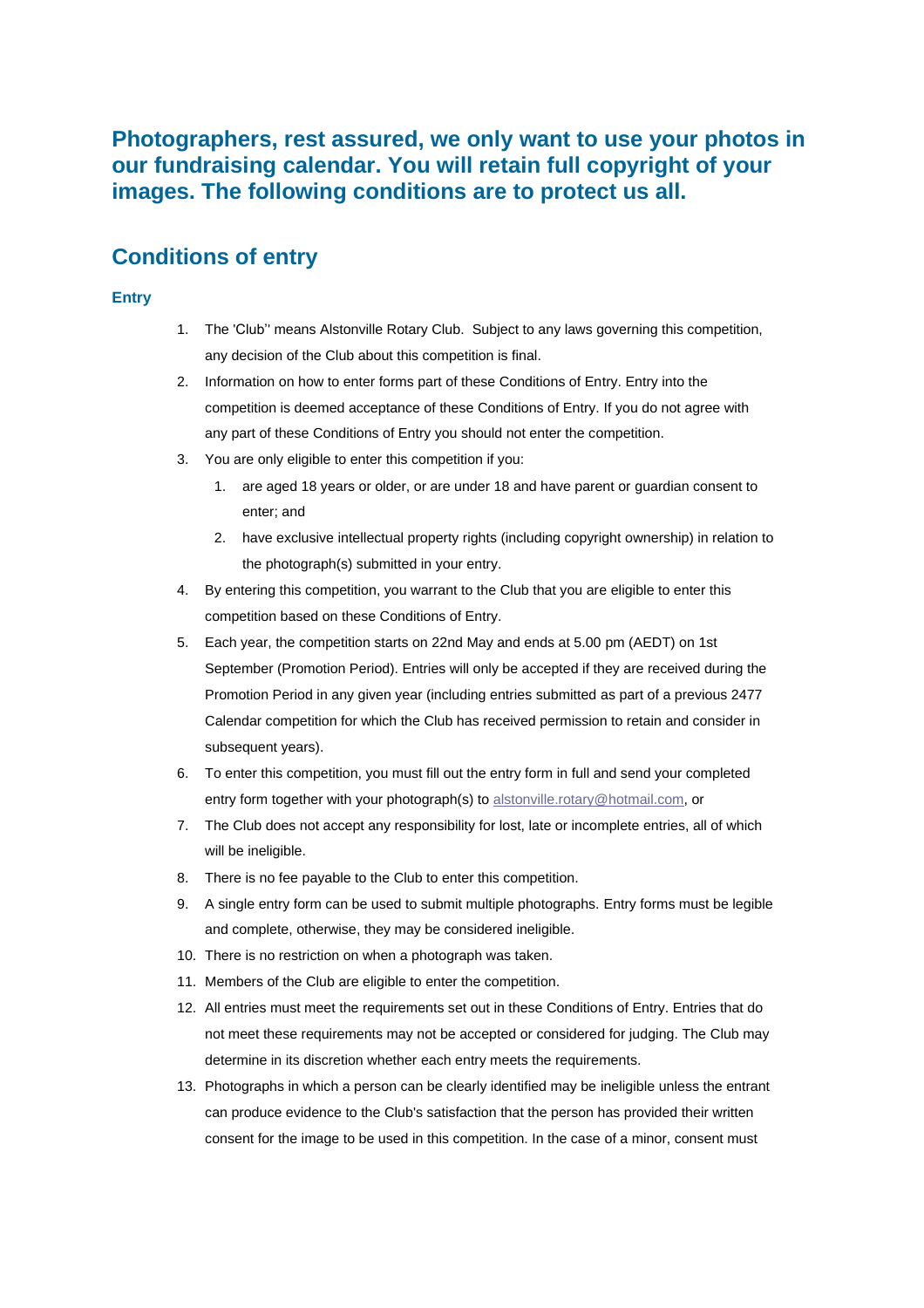## Photographers, rest assured, we only want to use your photos in our fundraising calendar. You will retain full copyright of your images. The following conditions are to protect us all.

## Conditions of entry

### Entry

1. The 'Club'' means Alstonville Rotary Club. Subject to any laws governing this competition, any decision of the Club about this competition is final.
2. Information on how to enter forms part of these Conditions of Entry. Entry into the competition is deemed acceptance of these Conditions of Entry. If you do not agree with any part of these Conditions of Entry you should not enter the competition.
3. You are only eligible to enter this competition if you:
    1. are aged 18 years or older, or are under 18 and have parent or guardian consent to enter; and
    2. have exclusive intellectual property rights (including copyright ownership) in relation to the photograph(s) submitted in your entry.
4. By entering this competition, you warrant to the Club that you are eligible to enter this competition based on these Conditions of Entry.
5. Each year, the competition starts on 22nd May and ends at 5.00 pm (AEDT) on 1st September (Promotion Period). Entries will only be accepted if they are received during the Promotion Period in any given year (including entries submitted as part of a previous 2477 Calendar competition for which the Club has received permission to retain and consider in subsequent years).
6. To enter this competition, you must fill out the entry form in full and send your completed entry form together with your photograph(s) to alstonville.rotary@hotmail.com, or
7. The Club does not accept any responsibility for lost, late or incomplete entries, all of which will be ineligible.
8. There is no fee payable to the Club to enter this competition.
9. A single entry form can be used to submit multiple photographs. Entry forms must be legible and complete, otherwise, they may be considered ineligible.
10. There is no restriction on when a photograph was taken.
11. Members of the Club are eligible to enter the competition.
12. All entries must meet the requirements set out in these Conditions of Entry. Entries that do not meet these requirements may not be accepted or considered for judging. The Club may determine in its discretion whether each entry meets the requirements.
13. Photographs in which a person can be clearly identified may be ineligible unless the entrant can produce evidence to the Club's satisfaction that the person has provided their written consent for the image to be used in this competition. In the case of a minor, consent must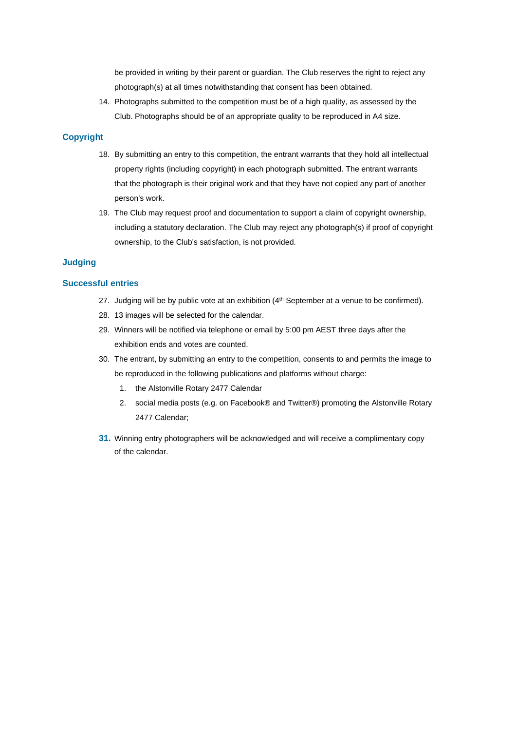be provided in writing by their parent or guardian. The Club reserves the right to reject any photograph(s) at all times notwithstanding that consent has been obtained.

14. Photographs submitted to the competition must be of a high quality, as assessed by the Club. Photographs should be of an appropriate quality to be reproduced in A4 size.

## Copyright

18. By submitting an entry to this competition, the entrant warrants that they hold all intellectual property rights (including copyright) in each photograph submitted. The entrant warrants that the photograph is their original work and that they have not copied any part of another person's work.
19. The Club may request proof and documentation to support a claim of copyright ownership, including a statutory declaration. The Club may reject any photograph(s) if proof of copyright ownership, to the Club's satisfaction, is not provided.

## Judging

## Successful entries

27. Judging will be by public vote at an exhibition (4th September at a venue to be confirmed).
28. 13 images will be selected for the calendar.
29. Winners will be notified via telephone or email by 5:00 pm AEST three days after the exhibition ends and votes are counted.
30. The entrant, by submitting an entry to the competition, consents to and permits the image to be reproduced in the following publications and platforms without charge:
    1. the Alstonville Rotary 2477 Calendar
    2. social media posts (e.g. on Facebook® and Twitter®) promoting the Alstonville Rotary 2477 Calendar;
31. Winning entry photographers will be acknowledged and will receive a complimentary copy of the calendar.